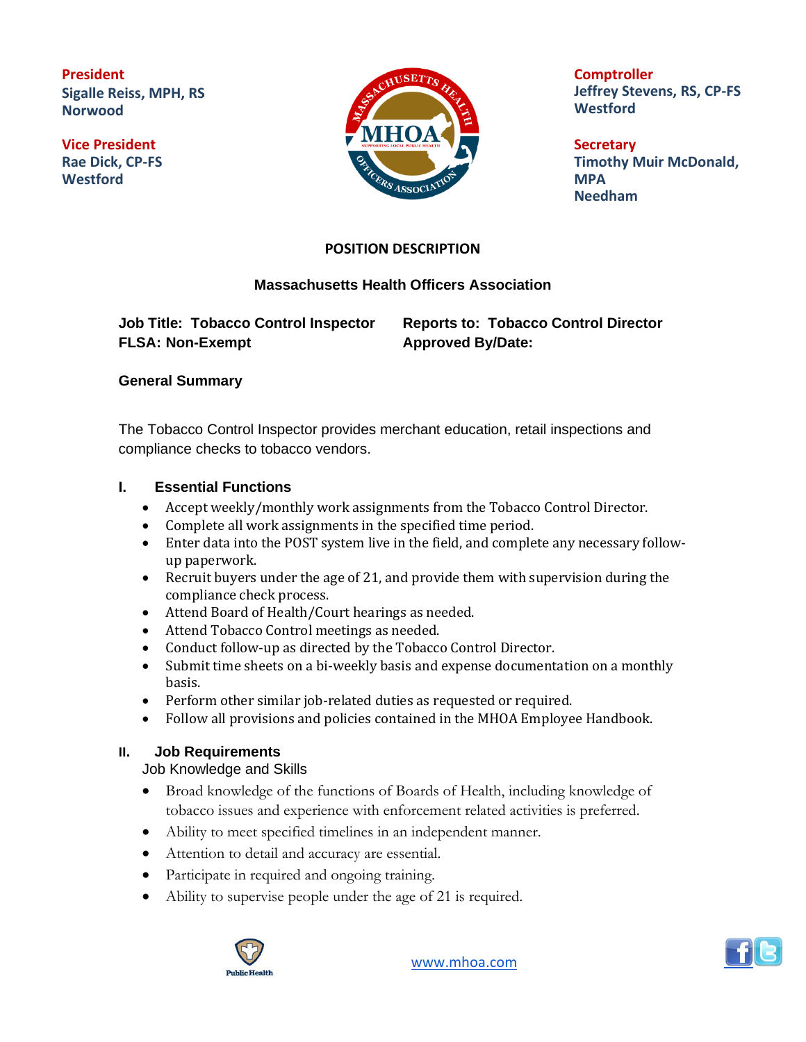**President**
**Sigalle Reiss, MPH, RS**
**Norwood**

**Vice President**
**Rae Dick, CP-FS**
**Westford**

**Comptroller**
**Jeffrey Stevens, RS, CP-FS**
**Westford**

**Secretary**
**Timothy Muir McDonald, MPA**
**Needham**

## POSITION DESCRIPTION

### Massachusetts Health Officers Association

**Job Title: Tobacco Control Inspector** **Reports to: Tobacco Control Director**
**FLSA: Non-Exempt** **Approved By/Date:**

**General Summary**

The Tobacco Control Inspector provides merchant education, retail inspections and compliance checks to tobacco vendors.

### I. Essential Functions

- Accept weekly/monthly work assignments from the Tobacco Control Director.
- Complete all work assignments in the specified time period.
- Enter data into the POST system live in the field, and complete any necessary follow-up paperwork.
- Recruit buyers under the age of 21, and provide them with supervision during the compliance check process.
- Attend Board of Health/Court hearings as needed.
- Attend Tobacco Control meetings as needed.
- Conduct follow-up as directed by the Tobacco Control Director.
- Submit time sheets on a bi-weekly basis and expense documentation on a monthly basis.
- Perform other similar job-related duties as requested or required.
- Follow all provisions and policies contained in the MHOA Employee Handbook.

### II. Job Requirements

Job Knowledge and Skills

- Broad knowledge of the functions of Boards of Health, including knowledge of tobacco issues and experience with enforcement related activities is preferred.
- Ability to meet specified timelines in an independent manner.
- Attention to detail and accuracy are essential.
- Participate in required and ongoing training.
- Ability to supervise people under the age of 21 is required.

www.mhoa.com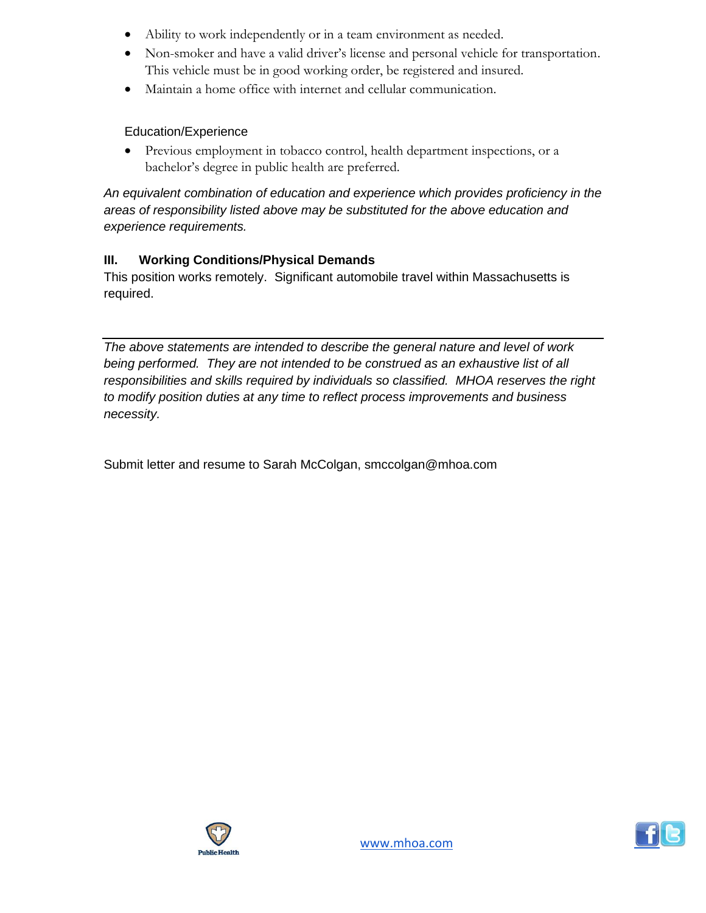- Ability to work independently or in a team environment as needed.
- Non-smoker and have a valid driver's license and personal vehicle for transportation. This vehicle must be in good working order, be registered and insured.
- Maintain a home office with internet and cellular communication.

Education/Experience

- Previous employment in tobacco control, health department inspections, or a bachelor's degree in public health are preferred.

*An equivalent combination of education and experience which provides proficiency in the areas of responsibility listed above may be substituted for the above education and experience requirements.*

## III. Working Conditions/Physical Demands

This position works remotely. Significant automobile travel within Massachusetts is required.

---

*The above statements are intended to describe the general nature and level of work being performed. They are not intended to be construed as an exhaustive list of all responsibilities and skills required by individuals so classified. MHOA reserves the right to modify position duties at any time to reflect process improvements and business necessity.*

Submit letter and resume to Sarah McColgan, smccolgan@mhoa.com